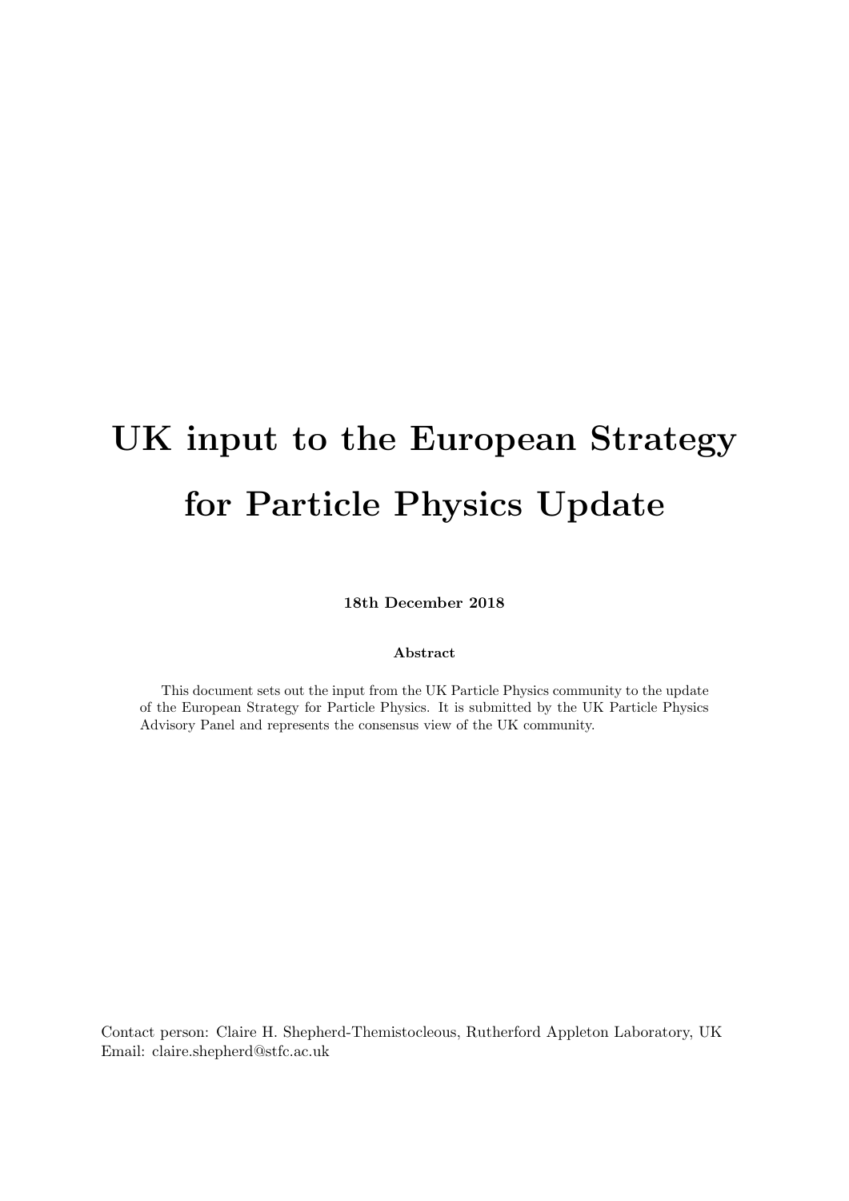# UK input to the European Strategy for Particle Physics Update

**18th December 2018**

**Abstract**

This document sets out the input from the UK Particle Physics community to the update of the European Strategy for Particle Physics. It is submitted by the UK Particle Physics Advisory Panel and represents the consensus view of the UK community.

Contact person: Claire H. Shepherd-Themistocleous, Rutherford Appleton Laboratory, UK
Email: claire.shepherd@stfc.ac.uk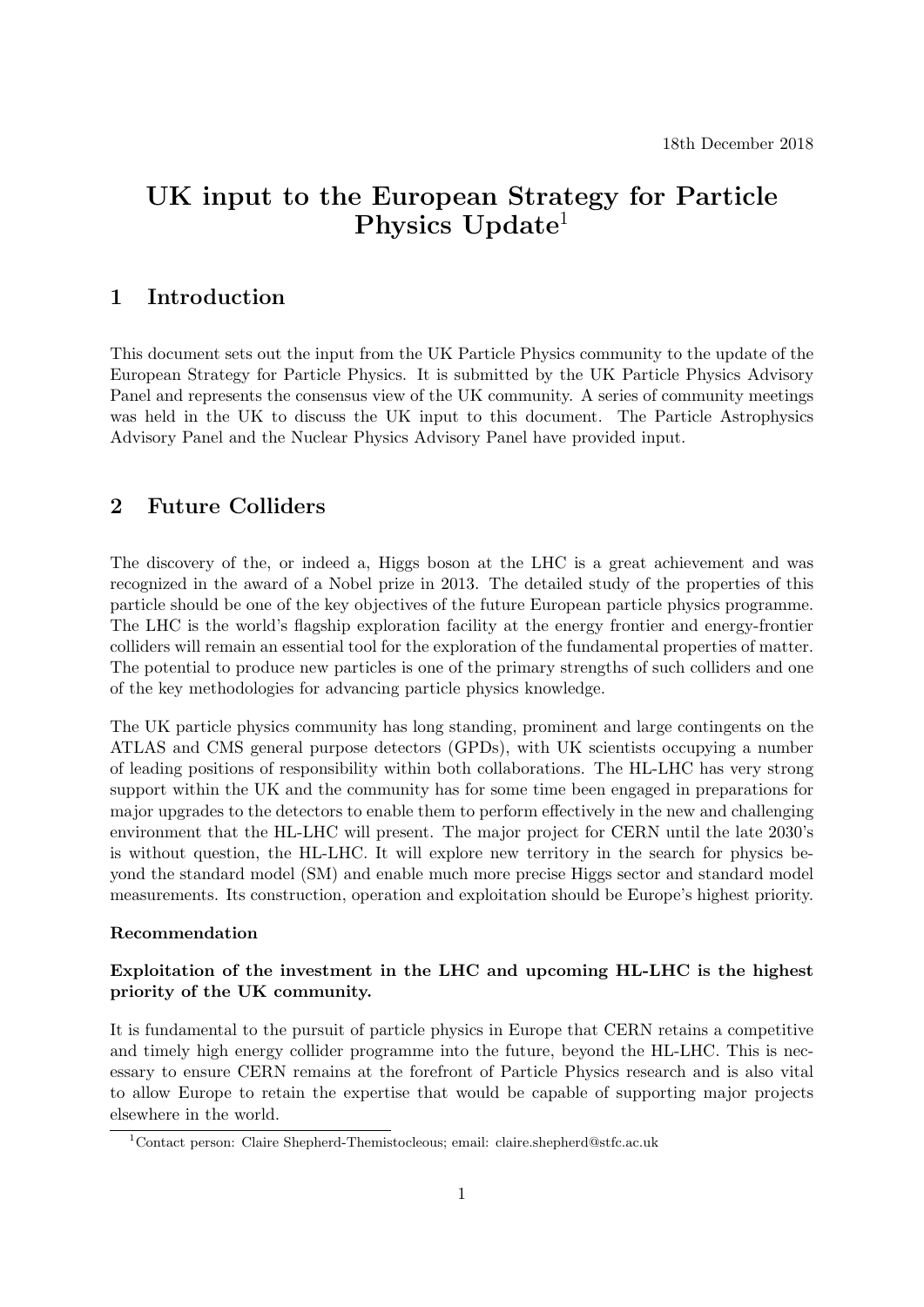18th December 2018

# UK input to the European Strategy for Particle Physics Update[1]

## 1 Introduction

This document sets out the input from the UK Particle Physics community to the update of the European Strategy for Particle Physics. It is submitted by the UK Particle Physics Advisory Panel and represents the consensus view of the UK community. A series of community meetings was held in the UK to discuss the UK input to this document. The Particle Astrophysics Advisory Panel and the Nuclear Physics Advisory Panel have provided input.

## 2 Future Colliders

The discovery of the, or indeed a, Higgs boson at the LHC is a great achievement and was recognized in the award of a Nobel prize in 2013. The detailed study of the properties of this particle should be one of the key objectives of the future European particle physics programme. The LHC is the world's flagship exploration facility at the energy frontier and energy-frontier colliders will remain an essential tool for the exploration of the fundamental properties of matter. The potential to produce new particles is one of the primary strengths of such colliders and one of the key methodologies for advancing particle physics knowledge.

The UK particle physics community has long standing, prominent and large contingents on the ATLAS and CMS general purpose detectors (GPDs), with UK scientists occupying a number of leading positions of responsibility within both collaborations. The HL-LHC has very strong support within the UK and the community has for some time been engaged in preparations for major upgrades to the detectors to enable them to perform effectively in the new and challenging environment that the HL-LHC will present. The major project for CERN until the late 2030's is without question, the HL-LHC. It will explore new territory in the search for physics beyond the standard model (SM) and enable much more precise Higgs sector and standard model measurements. Its construction, operation and exploitation should be Europe's highest priority.

**Recommendation**

**Exploitation of the investment in the LHC and upcoming HL-LHC is the highest priority of the UK community.**

It is fundamental to the pursuit of particle physics in Europe that CERN retains a competitive and timely high energy collider programme into the future, beyond the HL-LHC. This is necessary to ensure CERN remains at the forefront of Particle Physics research and is also vital to allow Europe to retain the expertise that would be capable of supporting major projects elsewhere in the world.

[1] Contact person: Claire Shepherd-Themistocleous; email: claire.shepherd@stfc.ac.uk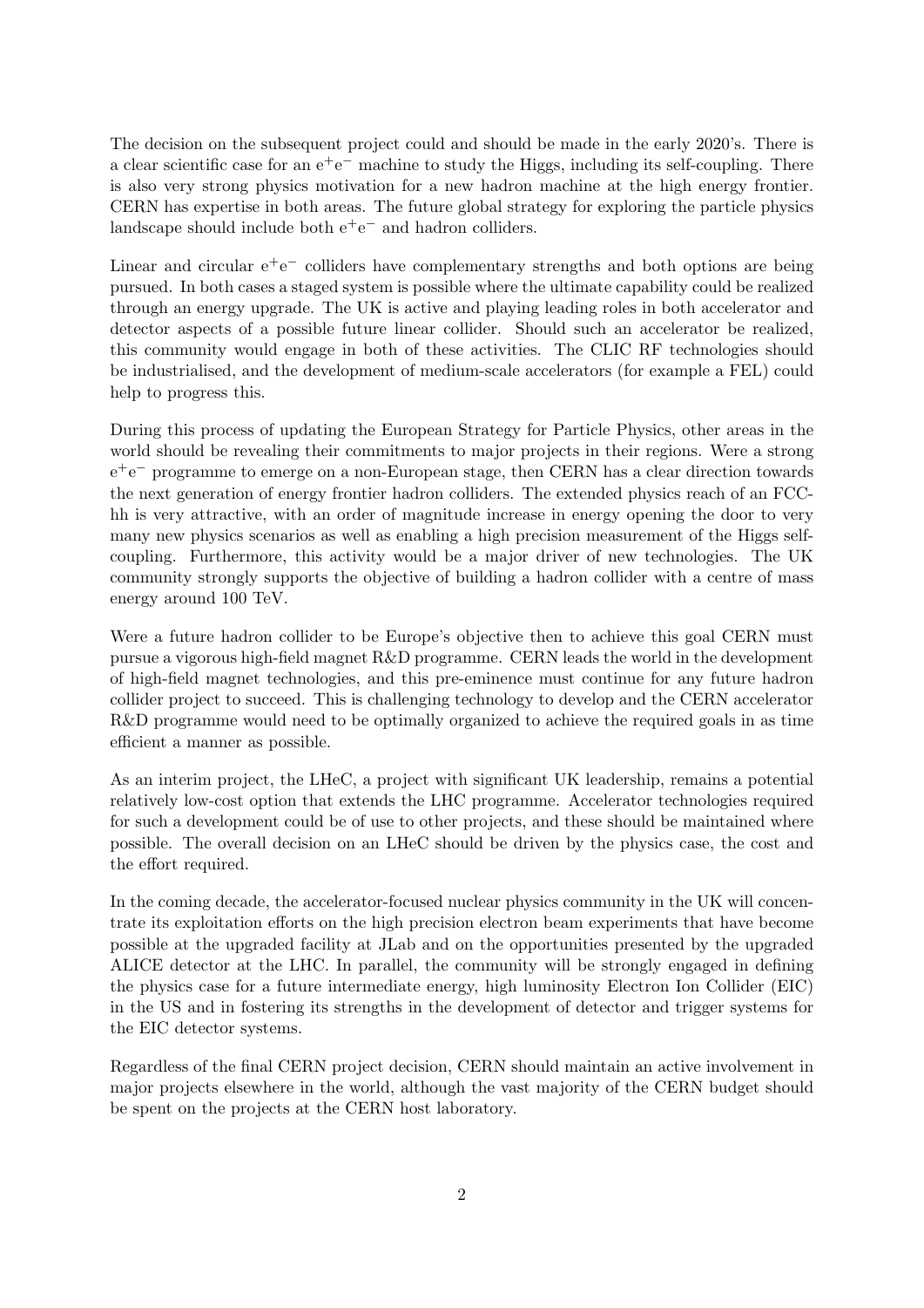The decision on the subsequent project could and should be made in the early 2020's. There is a clear scientific case for an $e^+e^-$ machine to study the Higgs, including its self-coupling. There is also very strong physics motivation for a new hadron machine at the high energy frontier. CERN has expertise in both areas. The future global strategy for exploring the particle physics landscape should include both $e^+e^-$ and hadron colliders.

Linear and circular $e^+e^-$ colliders have complementary strengths and both options are being pursued. In both cases a staged system is possible where the ultimate capability could be realized through an energy upgrade. The UK is active and playing leading roles in both accelerator and detector aspects of a possible future linear collider. Should such an accelerator be realized, this community would engage in both of these activities. The CLIC RF technologies should be industrialised, and the development of medium-scale accelerators (for example a FEL) could help to progress this.

During this process of updating the European Strategy for Particle Physics, other areas in the world should be revealing their commitments to major projects in their regions. Were a strong $e^+e^-$ programme to emerge on a non-European stage, then CERN has a clear direction towards the next generation of energy frontier hadron colliders. The extended physics reach of an FCC-hh is very attractive, with an order of magnitude increase in energy opening the door to very many new physics scenarios as well as enabling a high precision measurement of the Higgs self-coupling. Furthermore, this activity would be a major driver of new technologies. The UK community strongly supports the objective of building a hadron collider with a centre of mass energy around 100 TeV.

Were a future hadron collider to be Europe's objective then to achieve this goal CERN must pursue a vigorous high-field magnet R&D programme. CERN leads the world in the development of high-field magnet technologies, and this pre-eminence must continue for any future hadron collider project to succeed. This is challenging technology to develop and the CERN accelerator R&D programme would need to be optimally organized to achieve the required goals in as time efficient a manner as possible.

As an interim project, the LHeC, a project with significant UK leadership, remains a potential relatively low-cost option that extends the LHC programme. Accelerator technologies required for such a development could be of use to other projects, and these should be maintained where possible. The overall decision on an LHeC should be driven by the physics case, the cost and the effort required.

In the coming decade, the accelerator-focused nuclear physics community in the UK will concentrate its exploitation efforts on the high precision electron beam experiments that have become possible at the upgraded facility at JLab and on the opportunities presented by the upgraded ALICE detector at the LHC. In parallel, the community will be strongly engaged in defining the physics case for a future intermediate energy, high luminosity Electron Ion Collider (EIC) in the US and in fostering its strengths in the development of detector and trigger systems for the EIC detector systems.

Regardless of the final CERN project decision, CERN should maintain an active involvement in major projects elsewhere in the world, although the vast majority of the CERN budget should be spent on the projects at the CERN host laboratory.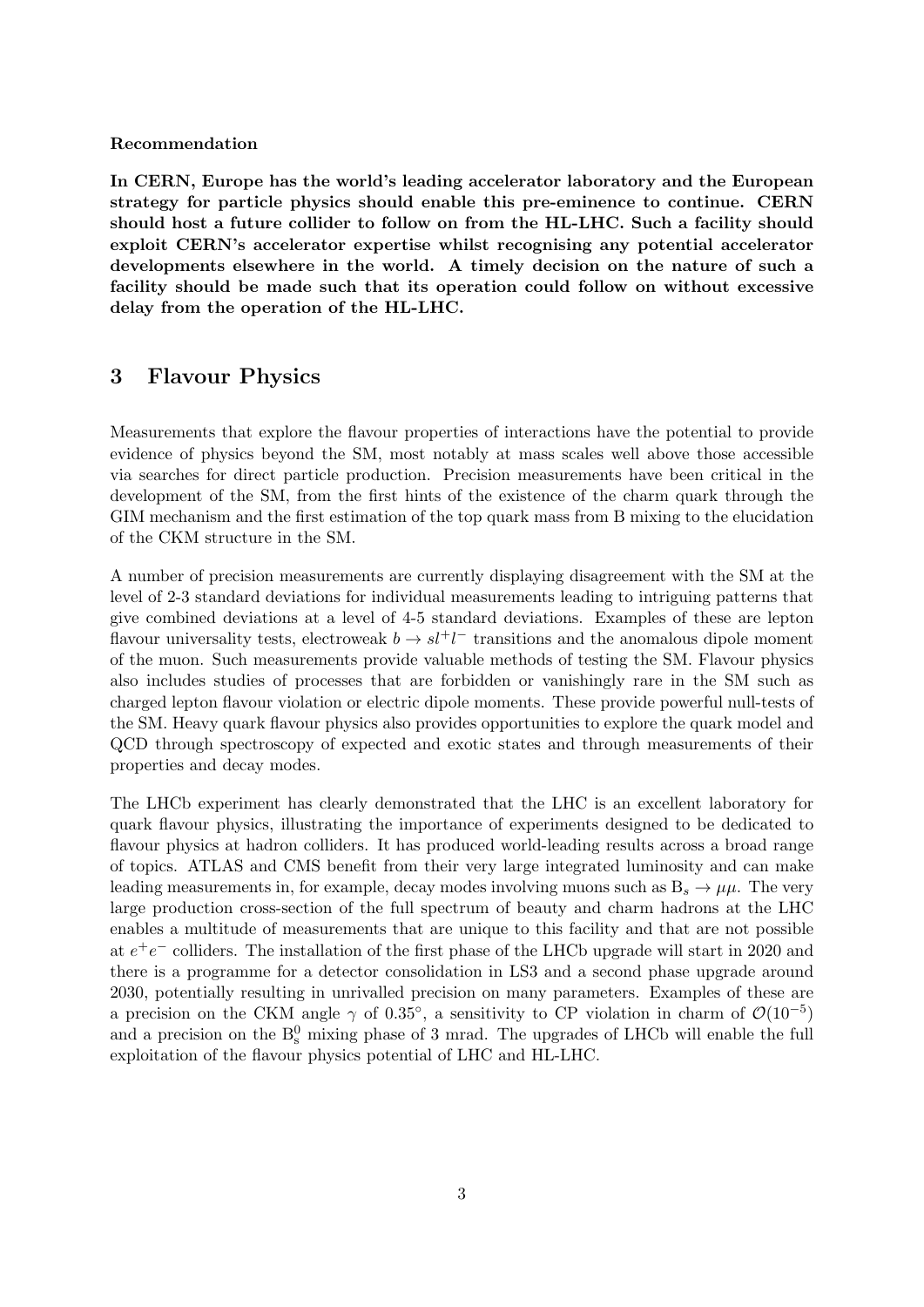**Recommendation**

**In CERN, Europe has the world's leading accelerator laboratory and the European strategy for particle physics should enable this pre-eminence to continue. CERN should host a future collider to follow on from the HL-LHC. Such a facility should exploit CERN's accelerator expertise whilst recognising any potential accelerator developments elsewhere in the world. A timely decision on the nature of such a facility should be made such that its operation could follow on without excessive delay from the operation of the HL-LHC.**

## 3 Flavour Physics

Measurements that explore the flavour properties of interactions have the potential to provide evidence of physics beyond the SM, most notably at mass scales well above those accessible via searches for direct particle production. Precision measurements have been critical in the development of the SM, from the first hints of the existence of the charm quark through the GIM mechanism and the first estimation of the top quark mass from B mixing to the elucidation of the CKM structure in the SM.

A number of precision measurements are currently displaying disagreement with the SM at the level of 2-3 standard deviations for individual measurements leading to intriguing patterns that give combined deviations at a level of 4-5 standard deviations. Examples of these are lepton flavour universality tests, electroweak $b \to sl^+l^-$ transitions and the anomalous dipole moment of the muon. Such measurements provide valuable methods of testing the SM. Flavour physics also includes studies of processes that are forbidden or vanishingly rare in the SM such as charged lepton flavour violation or electric dipole moments. These provide powerful null-tests of the SM. Heavy quark flavour physics also provides opportunities to explore the quark model and QCD through spectroscopy of expected and exotic states and through measurements of their properties and decay modes.

The LHCb experiment has clearly demonstrated that the LHC is an excellent laboratory for quark flavour physics, illustrating the importance of experiments designed to be dedicated to flavour physics at hadron colliders. It has produced world-leading results across a broad range of topics. ATLAS and CMS benefit from their very large integrated luminosity and can make leading measurements in, for example, decay modes involving muons such as $B_s \to \mu\mu$. The very large production cross-section of the full spectrum of beauty and charm hadrons at the LHC enables a multitude of measurements that are unique to this facility and that are not possible at $e^+e^-$ colliders. The installation of the first phase of the LHCb upgrade will start in 2020 and there is a programme for a detector consolidation in LS3 and a second phase upgrade around 2030, potentially resulting in unrivalled precision on many parameters. Examples of these are a precision on the CKM angle $\gamma$ of $0.35^\circ$, a sensitivity to CP violation in charm of $\mathcal{O}(10^{-5})$ and a precision on the $B_s^0$ mixing phase of 3 mrad. The upgrades of LHCb will enable the full exploitation of the flavour physics potential of LHC and HL-LHC.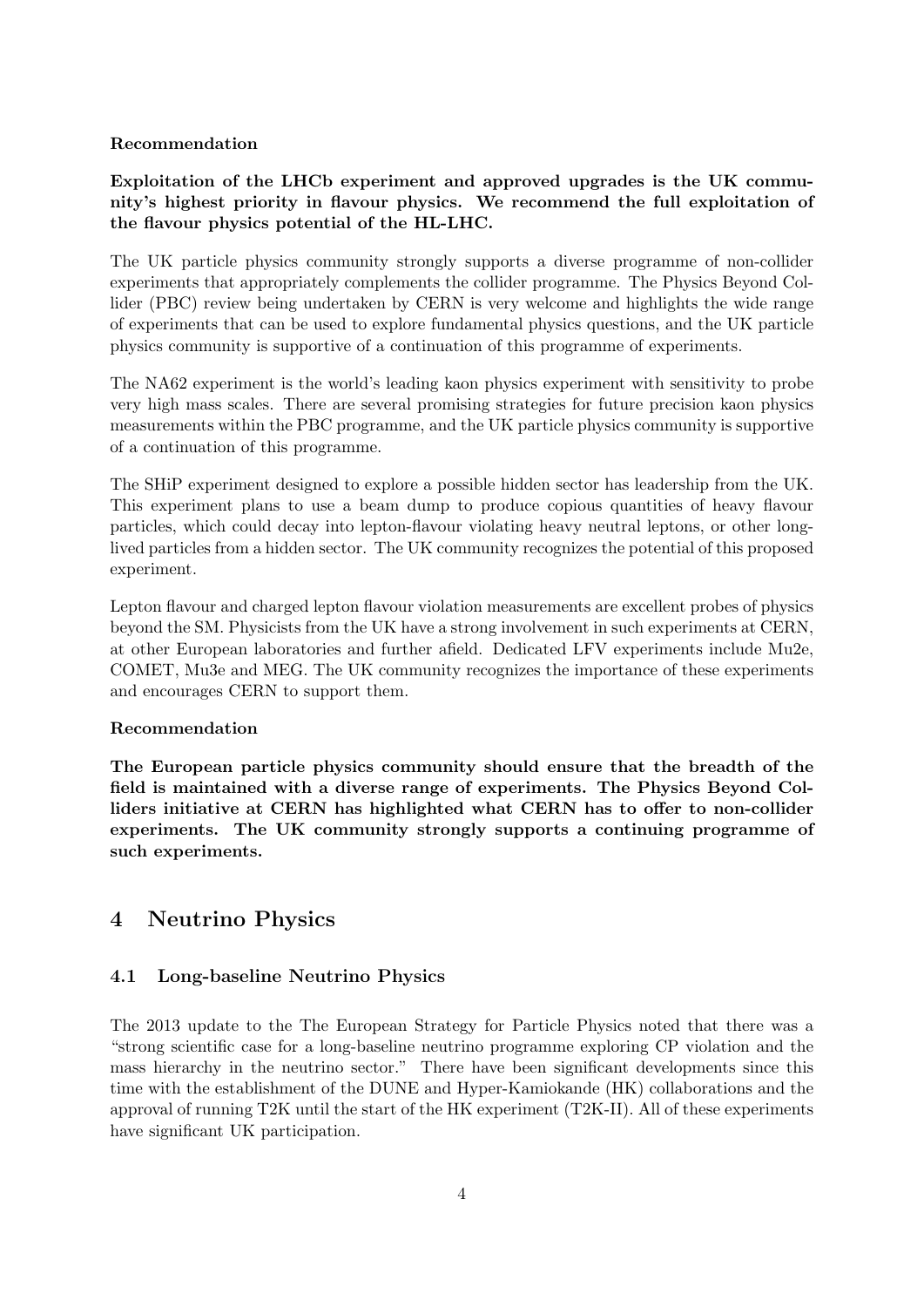**Recommendation**

**Exploitation of the LHCb experiment and approved upgrades is the UK community's highest priority in flavour physics. We recommend the full exploitation of the flavour physics potential of the HL-LHC.**

The UK particle physics community strongly supports a diverse programme of non-collider experiments that appropriately complements the collider programme. The Physics Beyond Collider (PBC) review being undertaken by CERN is very welcome and highlights the wide range of experiments that can be used to explore fundamental physics questions, and the UK particle physics community is supportive of a continuation of this programme of experiments.

The NA62 experiment is the world's leading kaon physics experiment with sensitivity to probe very high mass scales. There are several promising strategies for future precision kaon physics measurements within the PBC programme, and the UK particle physics community is supportive of a continuation of this programme.

The SHiP experiment designed to explore a possible hidden sector has leadership from the UK. This experiment plans to use a beam dump to produce copious quantities of heavy flavour particles, which could decay into lepton-flavour violating heavy neutral leptons, or other long-lived particles from a hidden sector. The UK community recognizes the potential of this proposed experiment.

Lepton flavour and charged lepton flavour violation measurements are excellent probes of physics beyond the SM. Physicists from the UK have a strong involvement in such experiments at CERN, at other European laboratories and further afield. Dedicated LFV experiments include Mu2e, COMET, Mu3e and MEG. The UK community recognizes the importance of these experiments and encourages CERN to support them.

**Recommendation**

**The European particle physics community should ensure that the breadth of the field is maintained with a diverse range of experiments. The Physics Beyond Colliders initiative at CERN has highlighted what CERN has to offer to non-collider experiments. The UK community strongly supports a continuing programme of such experiments.**

## 4 Neutrino Physics

### 4.1 Long-baseline Neutrino Physics

The 2013 update to the The European Strategy for Particle Physics noted that there was a "strong scientific case for a long-baseline neutrino programme exploring CP violation and the mass hierarchy in the neutrino sector." There have been significant developments since this time with the establishment of the DUNE and Hyper-Kamiokande (HK) collaborations and the approval of running T2K until the start of the HK experiment (T2K-II). All of these experiments have significant UK participation.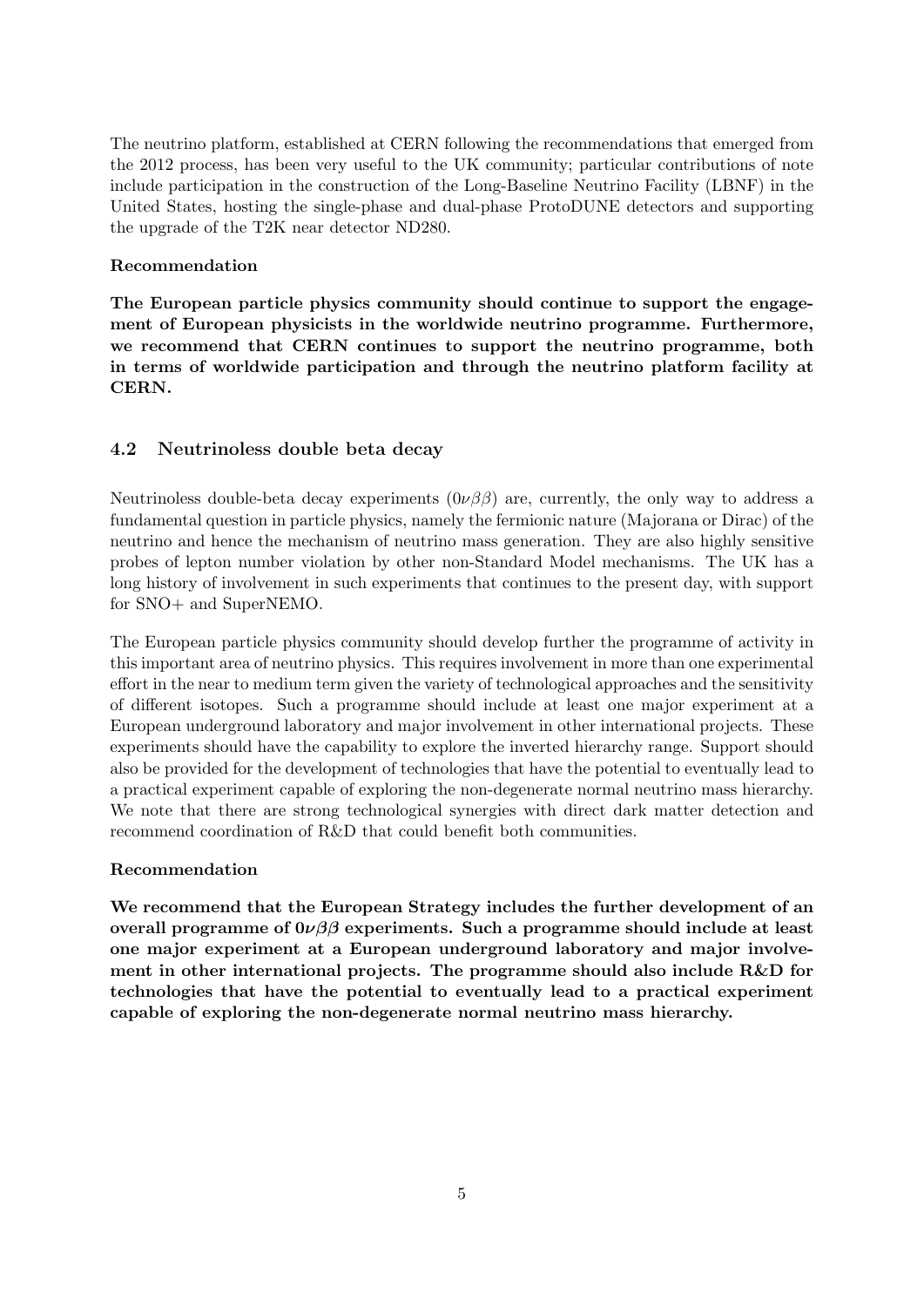The neutrino platform, established at CERN following the recommendations that emerged from the 2012 process, has been very useful to the UK community; particular contributions of note include participation in the construction of the Long-Baseline Neutrino Facility (LBNF) in the United States, hosting the single-phase and dual-phase ProtoDUNE detectors and supporting the upgrade of the T2K near detector ND280.

**Recommendation**

**The European particle physics community should continue to support the engagement of European physicists in the worldwide neutrino programme. Furthermore, we recommend that CERN continues to support the neutrino programme, both in terms of worldwide participation and through the neutrino platform facility at CERN.**

### 4.2 Neutrinoless double beta decay

Neutrinoless double-beta decay experiments ($0\nu\beta\beta$) are, currently, the only way to address a fundamental question in particle physics, namely the fermionic nature (Majorana or Dirac) of the neutrino and hence the mechanism of neutrino mass generation. They are also highly sensitive probes of lepton number violation by other non-Standard Model mechanisms. The UK has a long history of involvement in such experiments that continues to the present day, with support for SNO+ and SuperNEMO.

The European particle physics community should develop further the programme of activity in this important area of neutrino physics. This requires involvement in more than one experimental effort in the near to medium term given the variety of technological approaches and the sensitivity of different isotopes. Such a programme should include at least one major experiment at a European underground laboratory and major involvement in other international projects. These experiments should have the capability to explore the inverted hierarchy range. Support should also be provided for the development of technologies that have the potential to eventually lead to a practical experiment capable of exploring the non-degenerate normal neutrino mass hierarchy. We note that there are strong technological synergies with direct dark matter detection and recommend coordination of R&D that could benefit both communities.

**Recommendation**

**We recommend that the European Strategy includes the further development of an overall programme of $0\nu\beta\beta$ experiments. Such a programme should include at least one major experiment at a European underground laboratory and major involvement in other international projects. The programme should also include R&D for technologies that have the potential to eventually lead to a practical experiment capable of exploring the non-degenerate normal neutrino mass hierarchy.**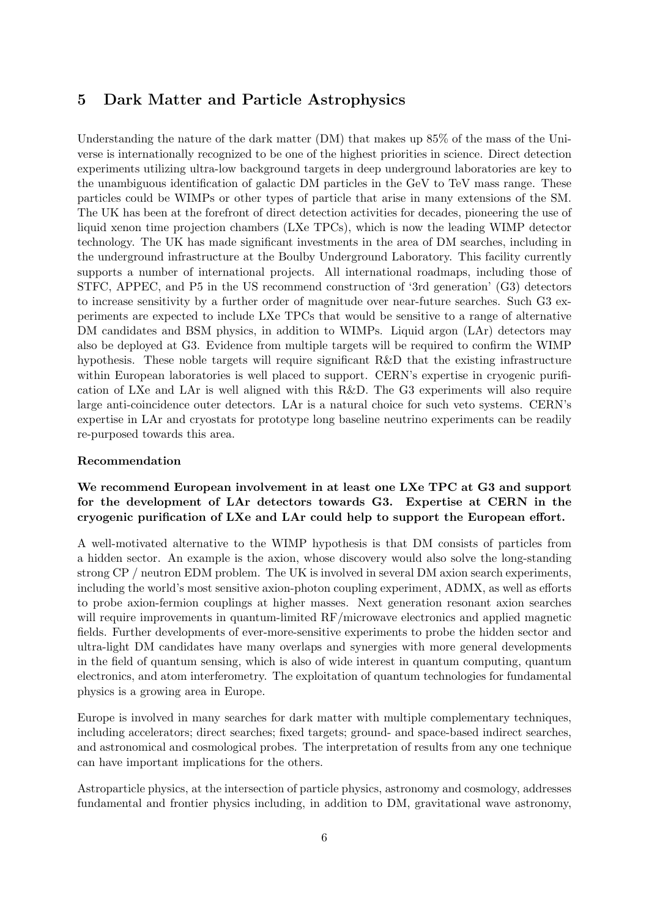## 5 Dark Matter and Particle Astrophysics

Understanding the nature of the dark matter (DM) that makes up 85% of the mass of the Universe is internationally recognized to be one of the highest priorities in science. Direct detection experiments utilizing ultra-low background targets in deep underground laboratories are key to the unambiguous identification of galactic DM particles in the GeV to TeV mass range. These particles could be WIMPs or other types of particle that arise in many extensions of the SM. The UK has been at the forefront of direct detection activities for decades, pioneering the use of liquid xenon time projection chambers (LXe TPCs), which is now the leading WIMP detector technology. The UK has made significant investments in the area of DM searches, including in the underground infrastructure at the Boulby Underground Laboratory. This facility currently supports a number of international projects. All international roadmaps, including those of STFC, APPEC, and P5 in the US recommend construction of '3rd generation' (G3) detectors to increase sensitivity by a further order of magnitude over near-future searches. Such G3 experiments are expected to include LXe TPCs that would be sensitive to a range of alternative DM candidates and BSM physics, in addition to WIMPs. Liquid argon (LAr) detectors may also be deployed at G3. Evidence from multiple targets will be required to confirm the WIMP hypothesis. These noble targets will require significant R&D that the existing infrastructure within European laboratories is well placed to support. CERN's expertise in cryogenic purification of LXe and LAr is well aligned with this R&D. The G3 experiments will also require large anti-coincidence outer detectors. LAr is a natural choice for such veto systems. CERN's expertise in LAr and cryostats for prototype long baseline neutrino experiments can be readily re-purposed towards this area.

**Recommendation**

**We recommend European involvement in at least one LXe TPC at G3 and support for the development of LAr detectors towards G3. Expertise at CERN in the cryogenic purification of LXe and LAr could help to support the European effort.**

A well-motivated alternative to the WIMP hypothesis is that DM consists of particles from a hidden sector. An example is the axion, whose discovery would also solve the long-standing strong CP / neutron EDM problem. The UK is involved in several DM axion search experiments, including the world's most sensitive axion-photon coupling experiment, ADMX, as well as efforts to probe axion-fermion couplings at higher masses. Next generation resonant axion searches will require improvements in quantum-limited RF/microwave electronics and applied magnetic fields. Further developments of ever-more-sensitive experiments to probe the hidden sector and ultra-light DM candidates have many overlaps and synergies with more general developments in the field of quantum sensing, which is also of wide interest in quantum computing, quantum electronics, and atom interferometry. The exploitation of quantum technologies for fundamental physics is a growing area in Europe.

Europe is involved in many searches for dark matter with multiple complementary techniques, including accelerators; direct searches; fixed targets; ground- and space-based indirect searches, and astronomical and cosmological probes. The interpretation of results from any one technique can have important implications for the others.

Astroparticle physics, at the intersection of particle physics, astronomy and cosmology, addresses fundamental and frontier physics including, in addition to DM, gravitational wave astronomy,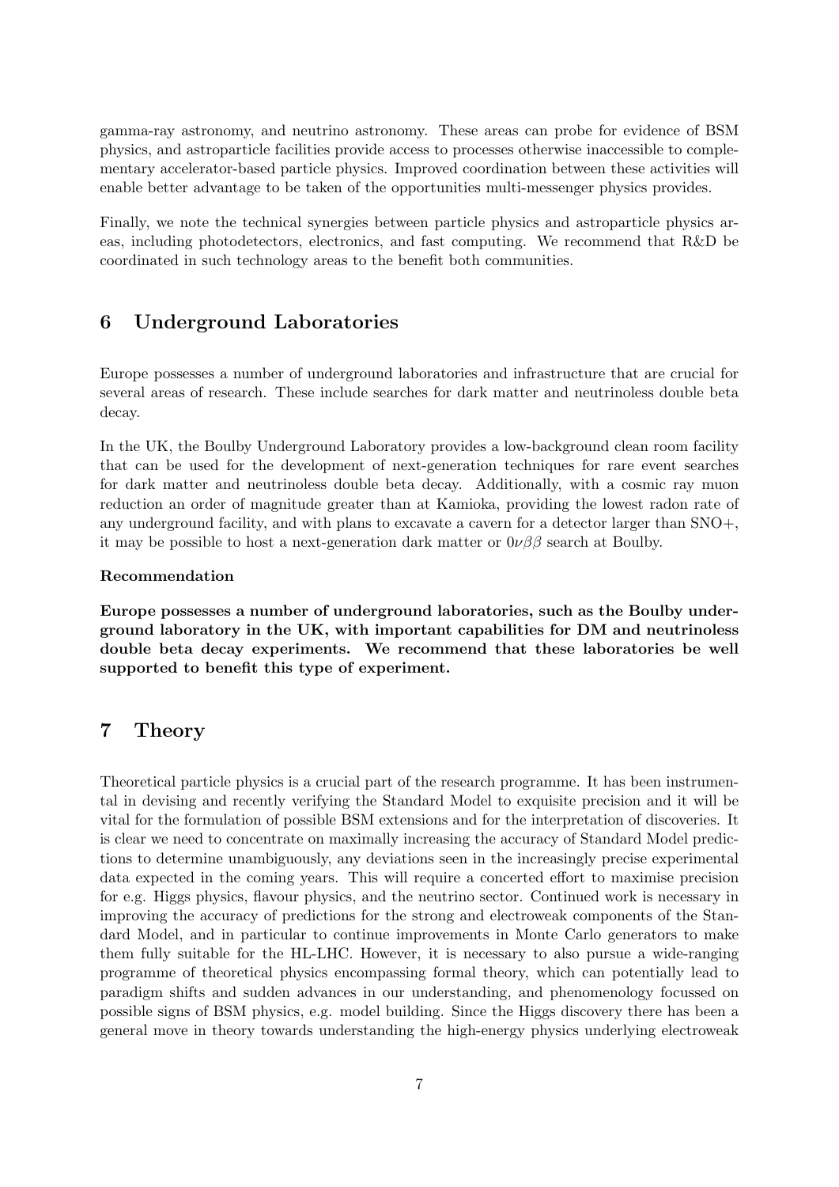gamma-ray astronomy, and neutrino astronomy. These areas can probe for evidence of BSM physics, and astroparticle facilities provide access to processes otherwise inaccessible to complementary accelerator-based particle physics. Improved coordination between these activities will enable better advantage to be taken of the opportunities multi-messenger physics provides.

Finally, we note the technical synergies between particle physics and astroparticle physics areas, including photodetectors, electronics, and fast computing. We recommend that R&D be coordinated in such technology areas to the benefit both communities.

## 6 Underground Laboratories

Europe possesses a number of underground laboratories and infrastructure that are crucial for several areas of research. These include searches for dark matter and neutrinoless double beta decay.

In the UK, the Boulby Underground Laboratory provides a low-background clean room facility that can be used for the development of next-generation techniques for rare event searches for dark matter and neutrinoless double beta decay. Additionally, with a cosmic ray muon reduction an order of magnitude greater than at Kamioka, providing the lowest radon rate of any underground facility, and with plans to excavate a cavern for a detector larger than SNO+, it may be possible to host a next-generation dark matter or $0\nu\beta\beta$ search at Boulby.

**Recommendation**

**Europe possesses a number of underground laboratories, such as the Boulby underground laboratory in the UK, with important capabilities for DM and neutrinoless double beta decay experiments. We recommend that these laboratories be well supported to benefit this type of experiment.**

## 7 Theory

Theoretical particle physics is a crucial part of the research programme. It has been instrumental in devising and recently verifying the Standard Model to exquisite precision and it will be vital for the formulation of possible BSM extensions and for the interpretation of discoveries. It is clear we need to concentrate on maximally increasing the accuracy of Standard Model predictions to determine unambiguously, any deviations seen in the increasingly precise experimental data expected in the coming years. This will require a concerted effort to maximise precision for e.g. Higgs physics, flavour physics, and the neutrino sector. Continued work is necessary in improving the accuracy of predictions for the strong and electroweak components of the Standard Model, and in particular to continue improvements in Monte Carlo generators to make them fully suitable for the HL-LHC. However, it is necessary to also pursue a wide-ranging programme of theoretical physics encompassing formal theory, which can potentially lead to paradigm shifts and sudden advances in our understanding, and phenomenology focussed on possible signs of BSM physics, e.g. model building. Since the Higgs discovery there has been a general move in theory towards understanding the high-energy physics underlying electroweak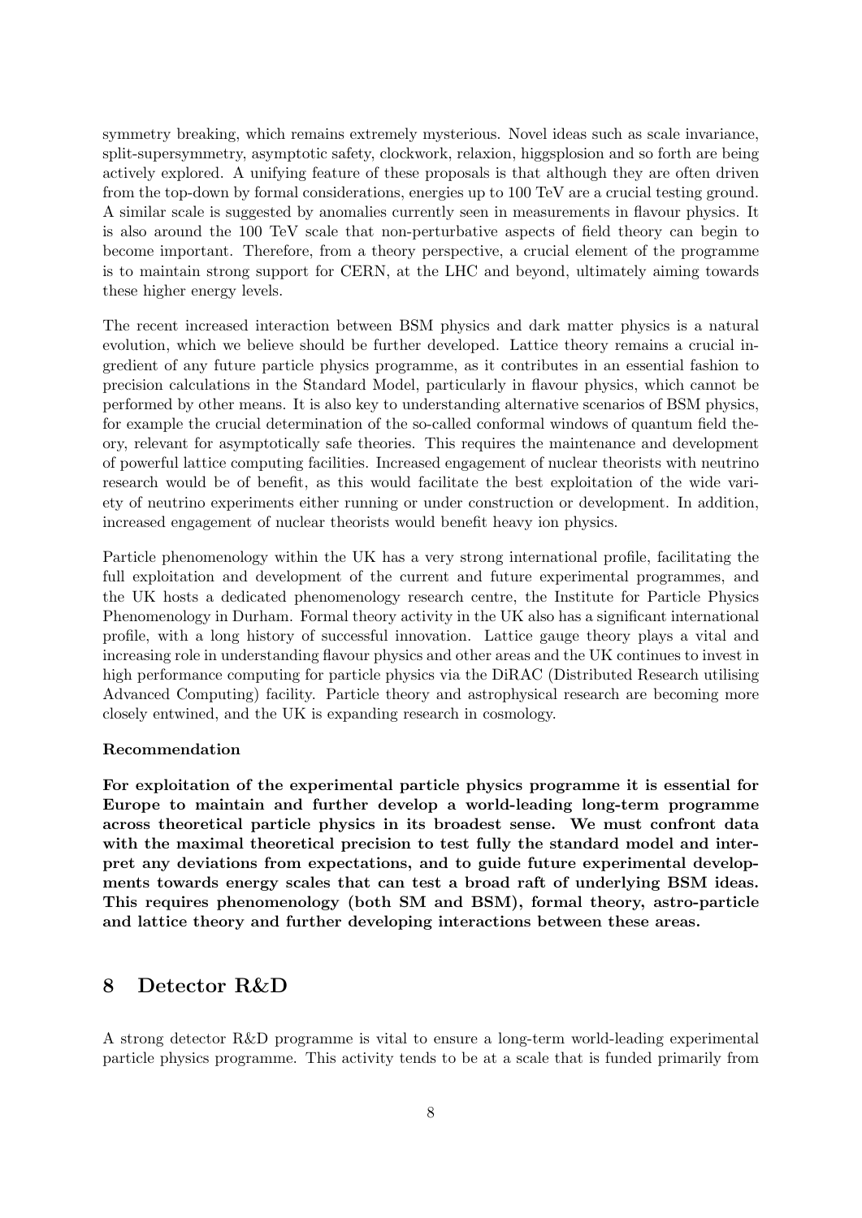symmetry breaking, which remains extremely mysterious. Novel ideas such as scale invariance, split-supersymmetry, asymptotic safety, clockwork, relaxion, higgsplosion and so forth are being actively explored. A unifying feature of these proposals is that although they are often driven from the top-down by formal considerations, energies up to 100 TeV are a crucial testing ground. A similar scale is suggested by anomalies currently seen in measurements in flavour physics. It is also around the 100 TeV scale that non-perturbative aspects of field theory can begin to become important. Therefore, from a theory perspective, a crucial element of the programme is to maintain strong support for CERN, at the LHC and beyond, ultimately aiming towards these higher energy levels.

The recent increased interaction between BSM physics and dark matter physics is a natural evolution, which we believe should be further developed. Lattice theory remains a crucial ingredient of any future particle physics programme, as it contributes in an essential fashion to precision calculations in the Standard Model, particularly in flavour physics, which cannot be performed by other means. It is also key to understanding alternative scenarios of BSM physics, for example the crucial determination of the so-called conformal windows of quantum field theory, relevant for asymptotically safe theories. This requires the maintenance and development of powerful lattice computing facilities. Increased engagement of nuclear theorists with neutrino research would be of benefit, as this would facilitate the best exploitation of the wide variety of neutrino experiments either running or under construction or development. In addition, increased engagement of nuclear theorists would benefit heavy ion physics.

Particle phenomenology within the UK has a very strong international profile, facilitating the full exploitation and development of the current and future experimental programmes, and the UK hosts a dedicated phenomenology research centre, the Institute for Particle Physics Phenomenology in Durham. Formal theory activity in the UK also has a significant international profile, with a long history of successful innovation. Lattice gauge theory plays a vital and increasing role in understanding flavour physics and other areas and the UK continues to invest in high performance computing for particle physics via the DiRAC (Distributed Research utilising Advanced Computing) facility. Particle theory and astrophysical research are becoming more closely entwined, and the UK is expanding research in cosmology.

**Recommendation**

**For exploitation of the experimental particle physics programme it is essential for Europe to maintain and further develop a world-leading long-term programme across theoretical particle physics in its broadest sense. We must confront data with the maximal theoretical precision to test fully the standard model and interpret any deviations from expectations, and to guide future experimental developments towards energy scales that can test a broad raft of underlying BSM ideas. This requires phenomenology (both SM and BSM), formal theory, astro-particle and lattice theory and further developing interactions between these areas.**

## 8 Detector R&D

A strong detector R&D programme is vital to ensure a long-term world-leading experimental particle physics programme. This activity tends to be at a scale that is funded primarily from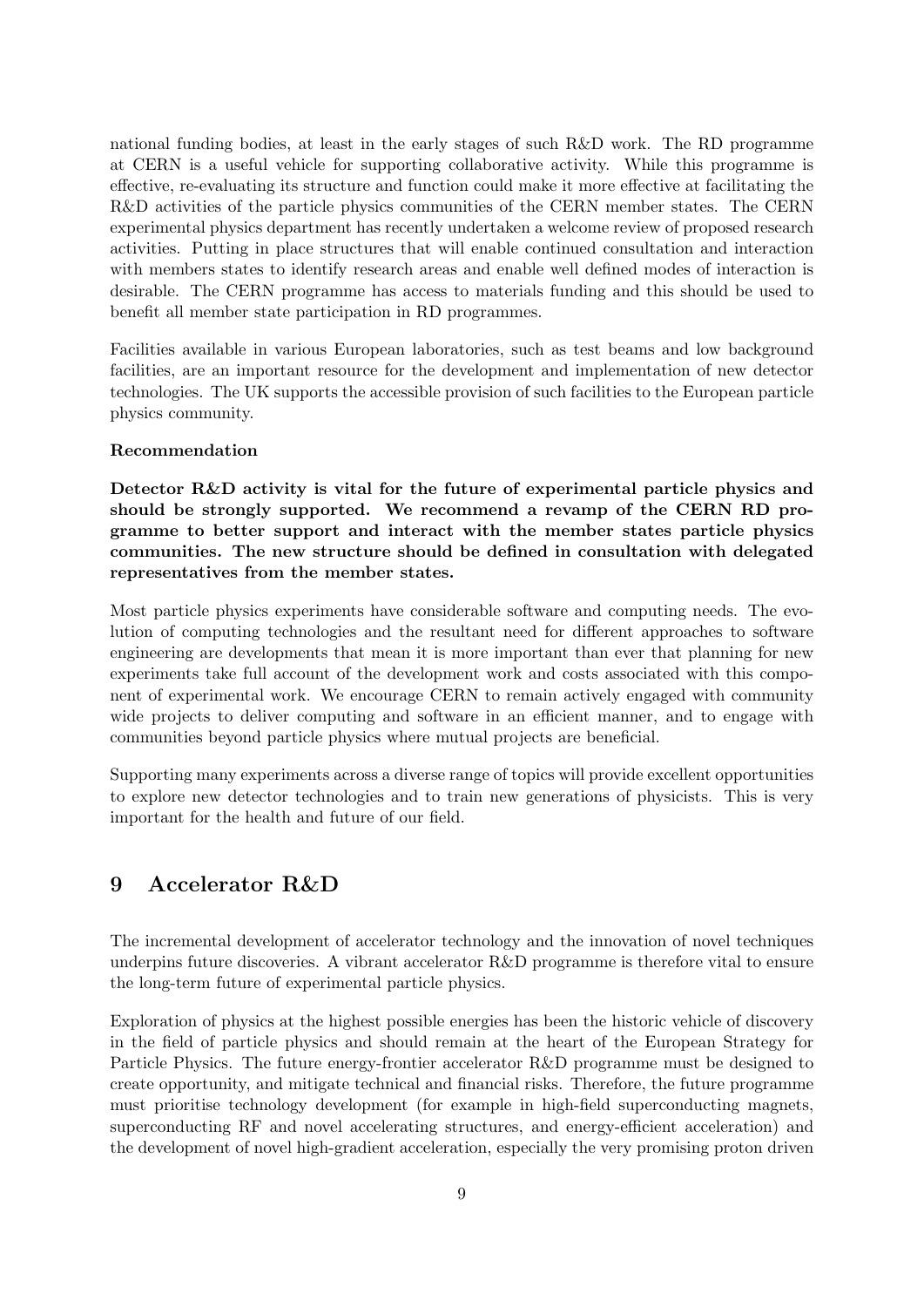national funding bodies, at least in the early stages of such R&D work. The RD programme at CERN is a useful vehicle for supporting collaborative activity. While this programme is effective, re-evaluating its structure and function could make it more effective at facilitating the R&D activities of the particle physics communities of the CERN member states. The CERN experimental physics department has recently undertaken a welcome review of proposed research activities. Putting in place structures that will enable continued consultation and interaction with members states to identify research areas and enable well defined modes of interaction is desirable. The CERN programme has access to materials funding and this should be used to benefit all member state participation in RD programmes.

Facilities available in various European laboratories, such as test beams and low background facilities, are an important resource for the development and implementation of new detector technologies. The UK supports the accessible provision of such facilities to the European particle physics community.

**Recommendation**

**Detector R&D activity is vital for the future of experimental particle physics and should be strongly supported. We recommend a revamp of the CERN RD programme to better support and interact with the member states particle physics communities. The new structure should be defined in consultation with delegated representatives from the member states.**

Most particle physics experiments have considerable software and computing needs. The evolution of computing technologies and the resultant need for different approaches to software engineering are developments that mean it is more important than ever that planning for new experiments take full account of the development work and costs associated with this component of experimental work. We encourage CERN to remain actively engaged with community wide projects to deliver computing and software in an efficient manner, and to engage with communities beyond particle physics where mutual projects are beneficial.

Supporting many experiments across a diverse range of topics will provide excellent opportunities to explore new detector technologies and to train new generations of physicists. This is very important for the health and future of our field.

## 9 Accelerator R&D

The incremental development of accelerator technology and the innovation of novel techniques underpins future discoveries. A vibrant accelerator R&D programme is therefore vital to ensure the long-term future of experimental particle physics.

Exploration of physics at the highest possible energies has been the historic vehicle of discovery in the field of particle physics and should remain at the heart of the European Strategy for Particle Physics. The future energy-frontier accelerator R&D programme must be designed to create opportunity, and mitigate technical and financial risks. Therefore, the future programme must prioritise technology development (for example in high-field superconducting magnets, superconducting RF and novel accelerating structures, and energy-efficient acceleration) and the development of novel high-gradient acceleration, especially the very promising proton driven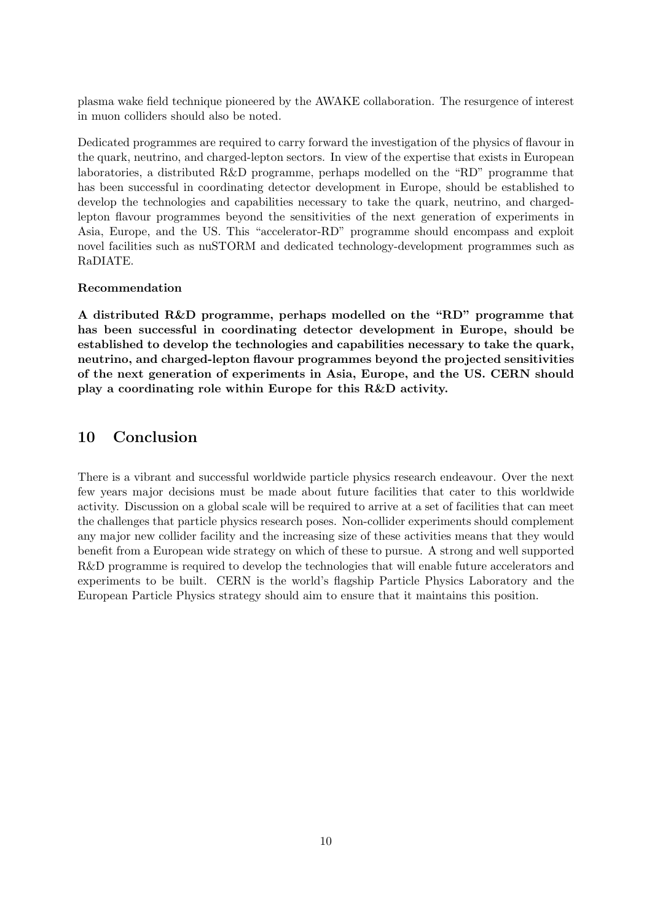plasma wake field technique pioneered by the AWAKE collaboration. The resurgence of interest in muon colliders should also be noted.

Dedicated programmes are required to carry forward the investigation of the physics of flavour in the quark, neutrino, and charged-lepton sectors. In view of the expertise that exists in European laboratories, a distributed R&D programme, perhaps modelled on the "RD" programme that has been successful in coordinating detector development in Europe, should be established to develop the technologies and capabilities necessary to take the quark, neutrino, and charged-lepton flavour programmes beyond the sensitivities of the next generation of experiments in Asia, Europe, and the US. This "accelerator-RD" programme should encompass and exploit novel facilities such as nuSTORM and dedicated technology-development programmes such as RaDIATE.

**Recommendation**

**A distributed R&D programme, perhaps modelled on the "RD" programme that has been successful in coordinating detector development in Europe, should be established to develop the technologies and capabilities necessary to take the quark, neutrino, and charged-lepton flavour programmes beyond the projected sensitivities of the next generation of experiments in Asia, Europe, and the US. CERN should play a coordinating role within Europe for this R&D activity.**

## 10 Conclusion

There is a vibrant and successful worldwide particle physics research endeavour. Over the next few years major decisions must be made about future facilities that cater to this worldwide activity. Discussion on a global scale will be required to arrive at a set of facilities that can meet the challenges that particle physics research poses. Non-collider experiments should complement any major new collider facility and the increasing size of these activities means that they would benefit from a European wide strategy on which of these to pursue. A strong and well supported R&D programme is required to develop the technologies that will enable future accelerators and experiments to be built. CERN is the world's flagship Particle Physics Laboratory and the European Particle Physics strategy should aim to ensure that it maintains this position.